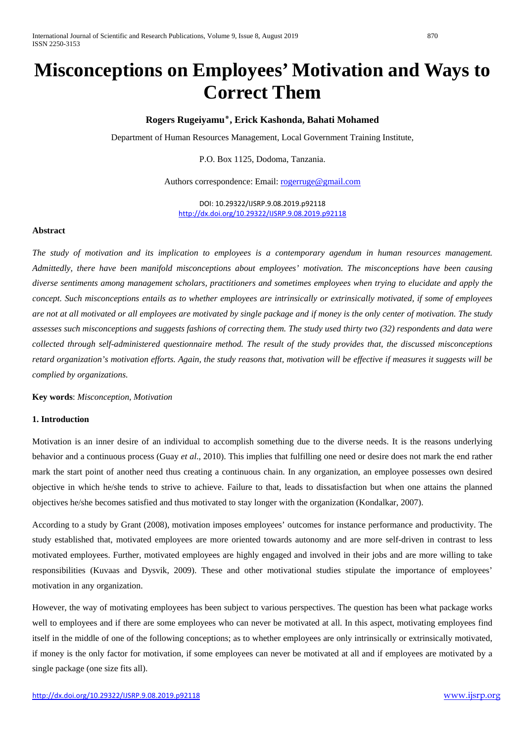# Misconceptions on Employees' Motivation and Ways to Correct Them

**Rogers Rugeiyamu*, Erick Kashonda, Bahati Mohamed**

Department of Human Resources Management, Local Government Training Institute,

P.O. Box 1125, Dodoma, Tanzania.

Authors correspondence: Email: rogerruge@gmail.com

DOI: 10.29322/IJSRP.9.08.2019.p92118
http://dx.doi.org/10.29322/IJSRP.9.08.2019.p92118

**Abstract**

*The study of motivation and its implication to employees is a contemporary agendum in human resources management. Admittedly, there have been manifold misconceptions about employees' motivation. The misconceptions have been causing diverse sentiments among management scholars, practitioners and sometimes employees when trying to elucidate and apply the concept. Such misconceptions entails as to whether employees are intrinsically or extrinsically motivated, if some of employees are not at all motivated or all employees are motivated by single package and if money is the only center of motivation. The study assesses such misconceptions and suggests fashions of correcting them. The study used thirty two (32) respondents and data were collected through self-administered questionnaire method. The result of the study provides that, the discussed misconceptions retard organization's motivation efforts. Again, the study reasons that, motivation will be effective if measures it suggests will be complied by organizations.*

**Key words**: *Misconception, Motivation*

**1. Introduction**

Motivation is an inner desire of an individual to accomplish something due to the diverse needs. It is the reasons underlying behavior and a continuous process (Guay *et al.*, 2010). This implies that fulfilling one need or desire does not mark the end rather mark the start point of another need thus creating a continuous chain. In any organization, an employee possesses own desired objective in which he/she tends to strive to achieve. Failure to that, leads to dissatisfaction but when one attains the planned objectives he/she becomes satisfied and thus motivated to stay longer with the organization (Kondalkar, 2007).

According to a study by Grant (2008), motivation imposes employees' outcomes for instance performance and productivity. The study established that, motivated employees are more oriented towards autonomy and are more self-driven in contrast to less motivated employees. Further, motivated employees are highly engaged and involved in their jobs and are more willing to take responsibilities (Kuvaas and Dysvik, 2009). These and other motivational studies stipulate the importance of employees' motivation in any organization.

However, the way of motivating employees has been subject to various perspectives. The question has been what package works well to employees and if there are some employees who can never be motivated at all. In this aspect, motivating employees find itself in the middle of one of the following conceptions; as to whether employees are only intrinsically or extrinsically motivated, if money is the only factor for motivation, if some employees can never be motivated at all and if employees are motivated by a single package (one size fits all).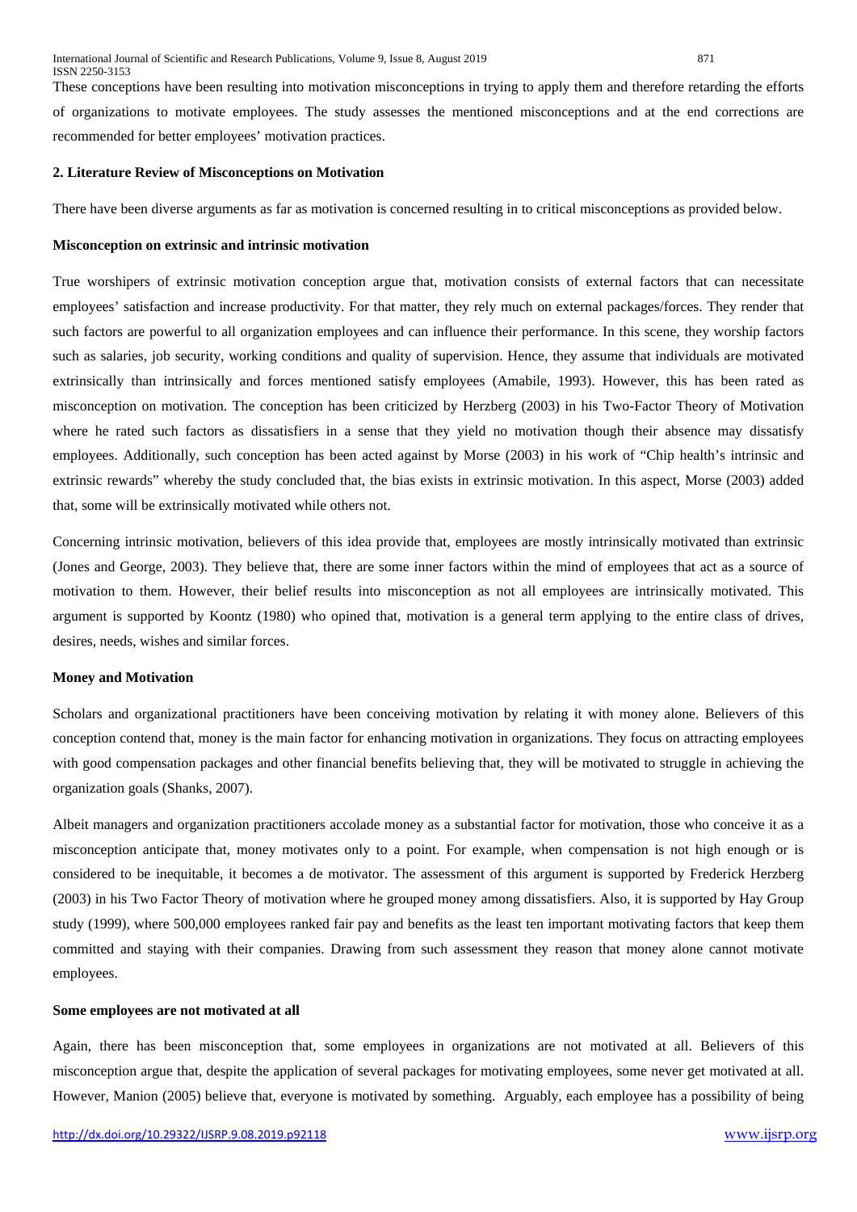These conceptions have been resulting into motivation misconceptions in trying to apply them and therefore retarding the efforts of organizations to motivate employees. The study assesses the mentioned misconceptions and at the end corrections are recommended for better employees' motivation practices.

## 2. Literature Review of Misconceptions on Motivation

There have been diverse arguments as far as motivation is concerned resulting in to critical misconceptions as provided below.

### Misconception on extrinsic and intrinsic motivation

True worshipers of extrinsic motivation conception argue that, motivation consists of external factors that can necessitate employees' satisfaction and increase productivity. For that matter, they rely much on external packages/forces. They render that such factors are powerful to all organization employees and can influence their performance. In this scene, they worship factors such as salaries, job security, working conditions and quality of supervision. Hence, they assume that individuals are motivated extrinsically than intrinsically and forces mentioned satisfy employees (Amabile, 1993). However, this has been rated as misconception on motivation. The conception has been criticized by Herzberg (2003) in his Two-Factor Theory of Motivation where he rated such factors as dissatisfiers in a sense that they yield no motivation though their absence may dissatisfy employees. Additionally, such conception has been acted against by Morse (2003) in his work of "Chip health's intrinsic and extrinsic rewards" whereby the study concluded that, the bias exists in extrinsic motivation. In this aspect, Morse (2003) added that, some will be extrinsically motivated while others not.

Concerning intrinsic motivation, believers of this idea provide that, employees are mostly intrinsically motivated than extrinsic (Jones and George, 2003). They believe that, there are some inner factors within the mind of employees that act as a source of motivation to them. However, their belief results into misconception as not all employees are intrinsically motivated. This argument is supported by Koontz (1980) who opined that, motivation is a general term applying to the entire class of drives, desires, needs, wishes and similar forces.

### Money and Motivation

Scholars and organizational practitioners have been conceiving motivation by relating it with money alone. Believers of this conception contend that, money is the main factor for enhancing motivation in organizations. They focus on attracting employees with good compensation packages and other financial benefits believing that, they will be motivated to struggle in achieving the organization goals (Shanks, 2007).

Albeit managers and organization practitioners accolade money as a substantial factor for motivation, those who conceive it as a misconception anticipate that, money motivates only to a point. For example, when compensation is not high enough or is considered to be inequitable, it becomes a de motivator. The assessment of this argument is supported by Frederick Herzberg (2003) in his Two Factor Theory of motivation where he grouped money among dissatisfiers. Also, it is supported by Hay Group study (1999), where 500,000 employees ranked fair pay and benefits as the least ten important motivating factors that keep them committed and staying with their companies. Drawing from such assessment they reason that money alone cannot motivate employees.

### Some employees are not motivated at all

Again, there has been misconception that, some employees in organizations are not motivated at all. Believers of this misconception argue that, despite the application of several packages for motivating employees, some never get motivated at all. However, Manion (2005) believe that, everyone is motivated by something. Arguably, each employee has a possibility of being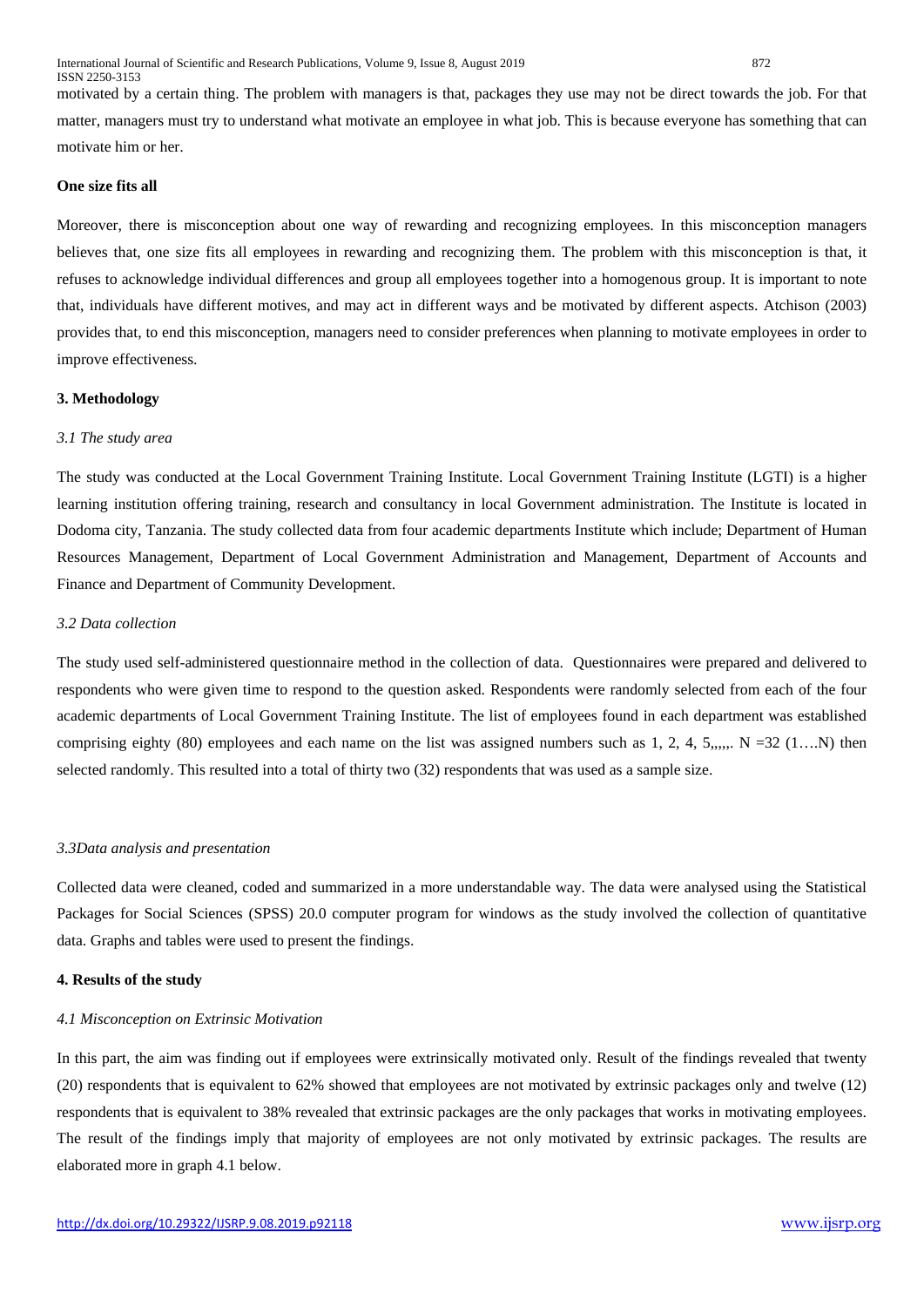motivated by a certain thing. The problem with managers is that, packages they use may not be direct towards the job. For that matter, managers must try to understand what motivate an employee in what job. This is because everyone has something that can motivate him or her.

**One size fits all**

Moreover, there is misconception about one way of rewarding and recognizing employees. In this misconception managers believes that, one size fits all employees in rewarding and recognizing them. The problem with this misconception is that, it refuses to acknowledge individual differences and group all employees together into a homogenous group. It is important to note that, individuals have different motives, and may act in different ways and be motivated by different aspects. Atchison (2003) provides that, to end this misconception, managers need to consider preferences when planning to motivate employees in order to improve effectiveness.

## 3. Methodology

### *3.1 The study area*

The study was conducted at the Local Government Training Institute. Local Government Training Institute (LGTI) is a higher learning institution offering training, research and consultancy in local Government administration. The Institute is located in Dodoma city, Tanzania. The study collected data from four academic departments Institute which include; Department of Human Resources Management, Department of Local Government Administration and Management, Department of Accounts and Finance and Department of Community Development.

### *3.2 Data collection*

The study used self-administered questionnaire method in the collection of data. Questionnaires were prepared and delivered to respondents who were given time to respond to the question asked. Respondents were randomly selected from each of the four academic departments of Local Government Training Institute. The list of employees found in each department was established comprising eighty (80) employees and each name on the list was assigned numbers such as 1, 2, 4, 5,,,,,. N =32 (1….N) then selected randomly. This resulted into a total of thirty two (32) respondents that was used as a sample size.

### *3.3Data analysis and presentation*

Collected data were cleaned, coded and summarized in a more understandable way. The data were analysed using the Statistical Packages for Social Sciences (SPSS) 20.0 computer program for windows as the study involved the collection of quantitative data. Graphs and tables were used to present the findings.

## 4. Results of the study

### *4.1 Misconception on Extrinsic Motivation*

In this part, the aim was finding out if employees were extrinsically motivated only. Result of the findings revealed that twenty (20) respondents that is equivalent to 62% showed that employees are not motivated by extrinsic packages only and twelve (12) respondents that is equivalent to 38% revealed that extrinsic packages are the only packages that works in motivating employees. The result of the findings imply that majority of employees are not only motivated by extrinsic packages. The results are elaborated more in graph 4.1 below.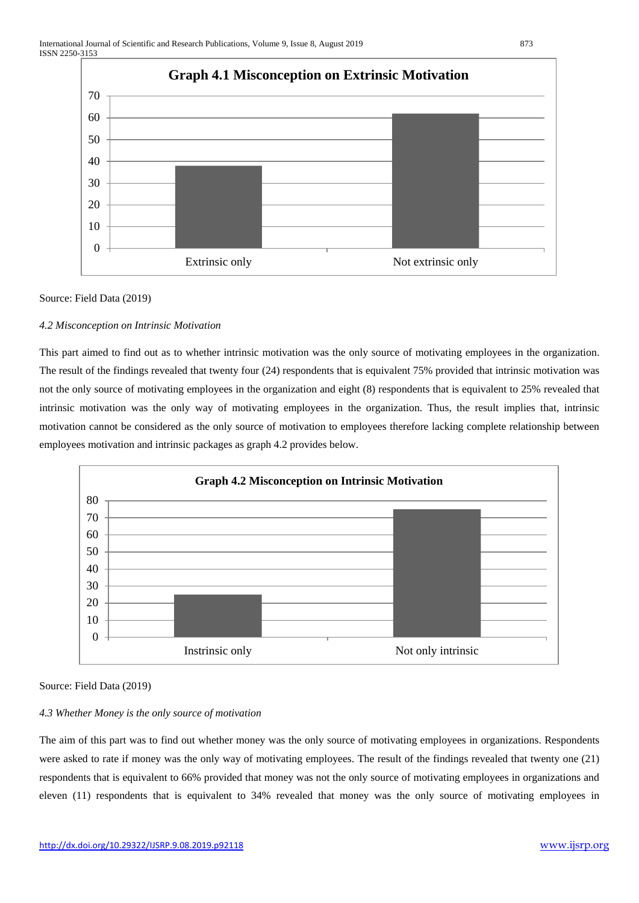**Graph 4.1 Misconception on Extrinsic Motivation**

Source: Field Data (2019)

*4.2 Misconception on Intrinsic Motivation*

This part aimed to find out as to whether intrinsic motivation was the only source of motivating employees in the organization. The result of the findings revealed that twenty four (24) respondents that is equivalent 75% provided that intrinsic motivation was not the only source of motivating employees in the organization and eight (8) respondents that is equivalent to 25% revealed that intrinsic motivation was the only way of motivating employees in the organization. Thus, the result implies that, intrinsic motivation cannot be considered as the only source of motivation to employees therefore lacking complete relationship between employees motivation and intrinsic packages as graph 4.2 provides below.

**Graph 4.2 Misconception on Intrinsic Motivation**

Source: Field Data (2019)

*4.3 Whether Money is the only source of motivation*

The aim of this part was to find out whether money was the only source of motivating employees in organizations. Respondents were asked to rate if money was the only way of motivating employees. The result of the findings revealed that twenty one (21) respondents that is equivalent to 66% provided that money was not the only source of motivating employees in organizations and eleven (11) respondents that is equivalent to 34% revealed that money was the only source of motivating employees in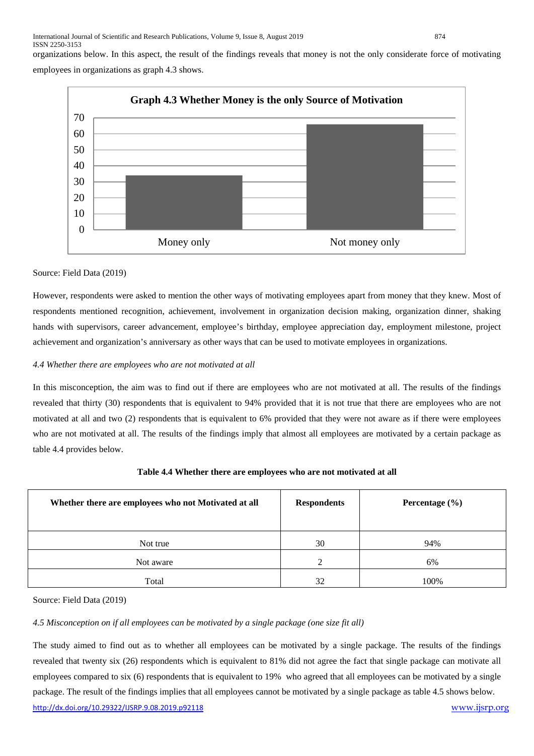organizations below. In this aspect, the result of the findings reveals that money is not the only considerate force of motivating employees in organizations as graph 4.3 shows.

**Graph 4.3 Whether Money is the only Source of Motivation**

| Category | Value |
|---|---|
| Money only | 34 |
| Not money only | 66 |

Source: Field Data (2019)

However, respondents were asked to mention the other ways of motivating employees apart from money that they knew. Most of respondents mentioned recognition, achievement, involvement in organization decision making, organization dinner, shaking hands with supervisors, career advancement, employee's birthday, employee appreciation day, employment milestone, project achievement and organization's anniversary as other ways that can be used to motivate employees in organizations.

*4.4 Whether there are employees who are not motivated at all*

In this misconception, the aim was to find out if there are employees who are not motivated at all. The results of the findings revealed that thirty (30) respondents that is equivalent to 94% provided that it is not true that there are employees who are not motivated at all and two (2) respondents that is equivalent to 6% provided that they were not aware as if there were employees who are not motivated at all. The results of the findings imply that almost all employees are motivated by a certain package as table 4.4 provides below.

**Table 4.4 Whether there are employees who are not motivated at all**

| Whether there are employees who not Motivated at all | Respondents | Percentage (%) |
|---|---|---|
| Not true | 30 | 94% |
| Not aware | 2 | 6% |
| Total | 32 | 100% |

Source: Field Data (2019)

*4.5 Misconception on if all employees can be motivated by a single package (one size fit all)*

The study aimed to find out as to whether all employees can be motivated by a single package. The results of the findings revealed that twenty six (26) respondents which is equivalent to 81% did not agree the fact that single package can motivate all employees compared to six (6) respondents that is equivalent to 19% who agreed that all employees can be motivated by a single package. The result of the findings implies that all employees cannot be motivated by a single package as table 4.5 shows below.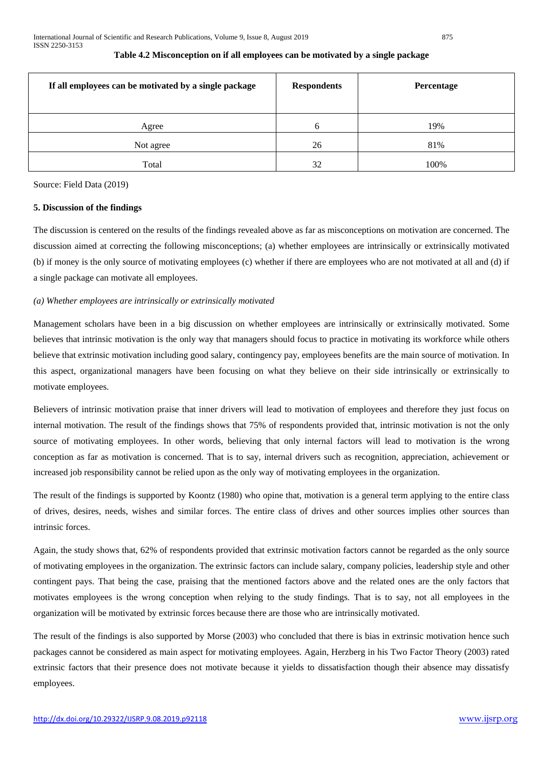**Table 4.2 Misconception on if all employees can be motivated by a single package**

| If all employees can be motivated by a single package | Respondents | Percentage |
|---|---|---|
| Agree | 6 | 19% |
| Not agree | 26 | 81% |
| Total | 32 | 100% |

Source: Field Data (2019)

### 5. Discussion of the findings

The discussion is centered on the results of the findings revealed above as far as misconceptions on motivation are concerned. The discussion aimed at correcting the following misconceptions; (a) whether employees are intrinsically or extrinsically motivated (b) if money is the only source of motivating employees (c) whether if there are employees who are not motivated at all and (d) if a single package can motivate all employees.

*(a) Whether employees are intrinsically or extrinsically motivated*

Management scholars have been in a big discussion on whether employees are intrinsically or extrinsically motivated. Some believes that intrinsic motivation is the only way that managers should focus to practice in motivating its workforce while others believe that extrinsic motivation including good salary, contingency pay, employees benefits are the main source of motivation. In this aspect, organizational managers have been focusing on what they believe on their side intrinsically or extrinsically to motivate employees.

Believers of intrinsic motivation praise that inner drivers will lead to motivation of employees and therefore they just focus on internal motivation. The result of the findings shows that 75% of respondents provided that, intrinsic motivation is not the only source of motivating employees. In other words, believing that only internal factors will lead to motivation is the wrong conception as far as motivation is concerned. That is to say, internal drivers such as recognition, appreciation, achievement or increased job responsibility cannot be relied upon as the only way of motivating employees in the organization.

The result of the findings is supported by Koontz (1980) who opine that, motivation is a general term applying to the entire class of drives, desires, needs, wishes and similar forces. The entire class of drives and other sources implies other sources than intrinsic forces.

Again, the study shows that, 62% of respondents provided that extrinsic motivation factors cannot be regarded as the only source of motivating employees in the organization. The extrinsic factors can include salary, company policies, leadership style and other contingent pays. That being the case, praising that the mentioned factors above and the related ones are the only factors that motivates employees is the wrong conception when relying to the study findings. That is to say, not all employees in the organization will be motivated by extrinsic forces because there are those who are intrinsically motivated.

The result of the findings is also supported by Morse (2003) who concluded that there is bias in extrinsic motivation hence such packages cannot be considered as main aspect for motivating employees. Again, Herzberg in his Two Factor Theory (2003) rated extrinsic factors that their presence does not motivate because it yields to dissatisfaction though their absence may dissatisfy employees.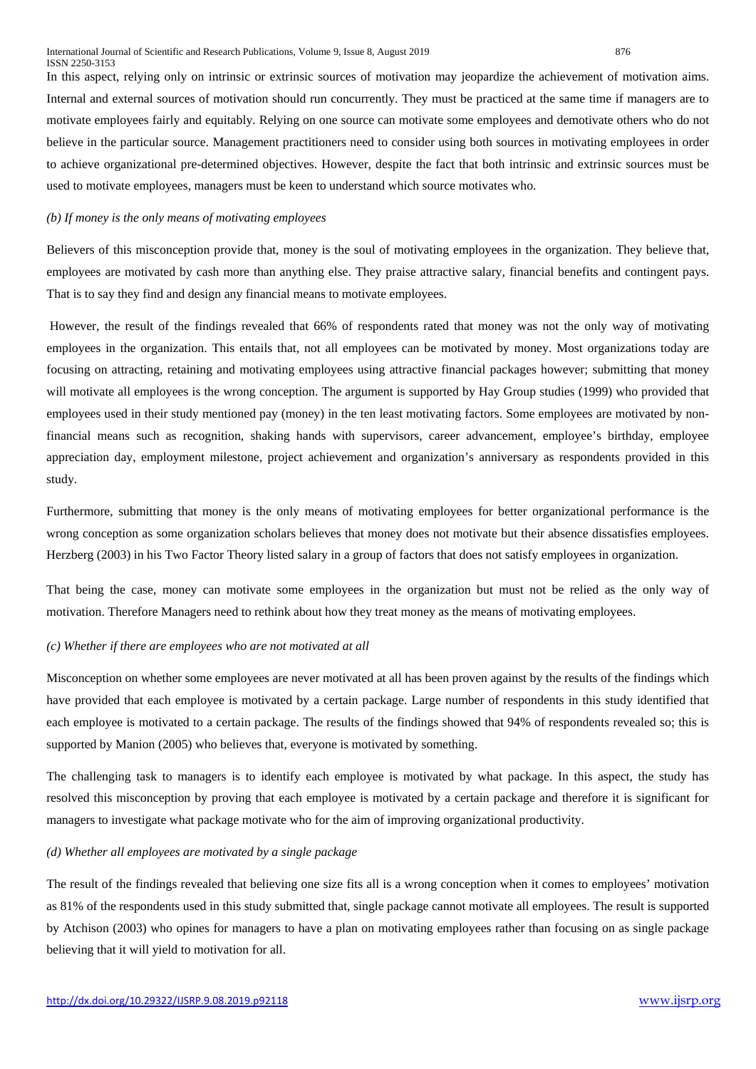In this aspect, relying only on intrinsic or extrinsic sources of motivation may jeopardize the achievement of motivation aims. Internal and external sources of motivation should run concurrently. They must be practiced at the same time if managers are to motivate employees fairly and equitably. Relying on one source can motivate some employees and demotivate others who do not believe in the particular source. Management practitioners need to consider using both sources in motivating employees in order to achieve organizational pre-determined objectives. However, despite the fact that both intrinsic and extrinsic sources must be used to motivate employees, managers must be keen to understand which source motivates who.

*(b) If money is the only means of motivating employees*

Believers of this misconception provide that, money is the soul of motivating employees in the organization. They believe that, employees are motivated by cash more than anything else. They praise attractive salary, financial benefits and contingent pays. That is to say they find and design any financial means to motivate employees.

However, the result of the findings revealed that 66% of respondents rated that money was not the only way of motivating employees in the organization. This entails that, not all employees can be motivated by money. Most organizations today are focusing on attracting, retaining and motivating employees using attractive financial packages however; submitting that money will motivate all employees is the wrong conception. The argument is supported by Hay Group studies (1999) who provided that employees used in their study mentioned pay (money) in the ten least motivating factors. Some employees are motivated by non-financial means such as recognition, shaking hands with supervisors, career advancement, employee's birthday, employee appreciation day, employment milestone, project achievement and organization's anniversary as respondents provided in this study.

Furthermore, submitting that money is the only means of motivating employees for better organizational performance is the wrong conception as some organization scholars believes that money does not motivate but their absence dissatisfies employees. Herzberg (2003) in his Two Factor Theory listed salary in a group of factors that does not satisfy employees in organization.

That being the case, money can motivate some employees in the organization but must not be relied as the only way of motivation. Therefore Managers need to rethink about how they treat money as the means of motivating employees.

*(c) Whether if there are employees who are not motivated at all*

Misconception on whether some employees are never motivated at all has been proven against by the results of the findings which have provided that each employee is motivated by a certain package. Large number of respondents in this study identified that each employee is motivated to a certain package. The results of the findings showed that 94% of respondents revealed so; this is supported by Manion (2005) who believes that, everyone is motivated by something.

The challenging task to managers is to identify each employee is motivated by what package. In this aspect, the study has resolved this misconception by proving that each employee is motivated by a certain package and therefore it is significant for managers to investigate what package motivate who for the aim of improving organizational productivity.

*(d) Whether all employees are motivated by a single package*

The result of the findings revealed that believing one size fits all is a wrong conception when it comes to employees' motivation as 81% of the respondents used in this study submitted that, single package cannot motivate all employees. The result is supported by Atchison (2003) who opines for managers to have a plan on motivating employees rather than focusing on as single package believing that it will yield to motivation for all.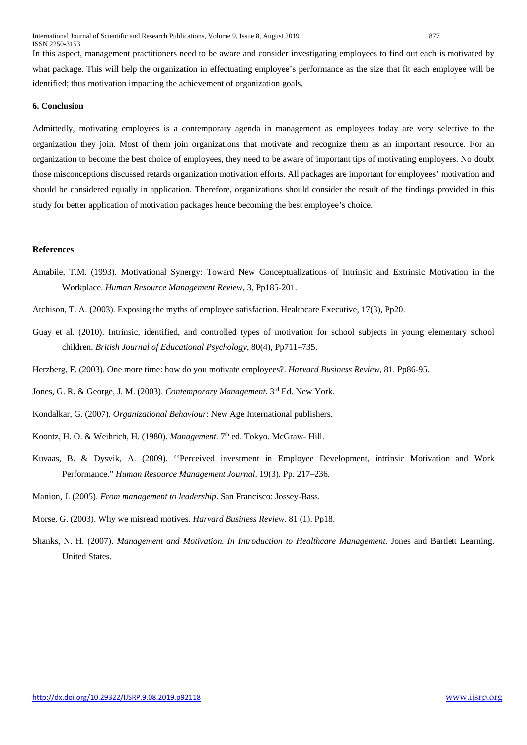In this aspect, management practitioners need to be aware and consider investigating employees to find out each is motivated by what package. This will help the organization in effectuating employee's performance as the size that fit each employee will be identified; thus motivation impacting the achievement of organization goals.

## 6. Conclusion

Admittedly, motivating employees is a contemporary agenda in management as employees today are very selective to the organization they join. Most of them join organizations that motivate and recognize them as an important resource. For an organization to become the best choice of employees, they need to be aware of important tips of motivating employees. No doubt those misconceptions discussed retards organization motivation efforts. All packages are important for employees' motivation and should be considered equally in application. Therefore, organizations should consider the result of the findings provided in this study for better application of motivation packages hence becoming the best employee's choice.

## References

Amabile, T.M. (1993). Motivational Synergy: Toward New Conceptualizations of Intrinsic and Extrinsic Motivation in the Workplace. *Human Resource Management Review*, 3, Pp185-201.

Atchison, T. A. (2003). Exposing the myths of employee satisfaction. Healthcare Executive, 17(3), Pp20.

Guay et al. (2010). Intrinsic, identified, and controlled types of motivation for school subjects in young elementary school children. *British Journal of Educational Psychology*, 80(4), Pp711–735.

Herzberg, F. (2003). One more time: how do you motivate employees?. *Harvard Business Review*, 81. Pp86-95.

Jones, G. R. & George, J. M. (2003). *Contemporary Management*. 3rd Ed. New York.

Kondalkar, G. (2007). *Organizational Behaviour*: New Age International publishers.

Koontz, H. O. & Weihrich, H. (1980). *Management*. 7th ed. Tokyo. McGraw- Hill.

Kuvaas, B. & Dysvik, A. (2009). ''Perceived investment in Employee Development, intrinsic Motivation and Work Performance." *Human Resource Management Journal*. 19(3). Pp. 217–236.

Manion, J. (2005). *From management to leadership*. San Francisco: Jossey-Bass.

Morse, G. (2003). Why we misread motives. *Harvard Business Review*. 81 (1). Pp18.

Shanks, N. H. (2007). *Management and Motivation. In Introduction to Healthcare Management*. Jones and Bartlett Learning. United States.